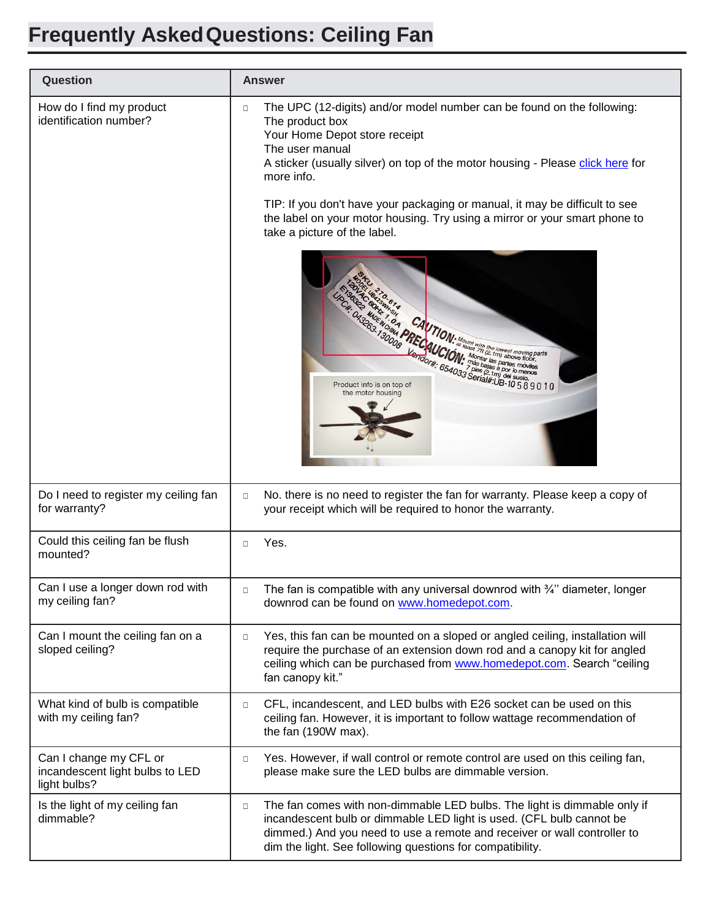# Frequently Asked Questions: Ceiling Fan

| Question | Answer |
| --- | --- |
| How do I find my product identification number? | The UPC (12-digits) and/or model number can be found on the following:<br>The product box<br>Your Home Depot store receipt<br>The user manual<br>A sticker (usually silver) on top of the motor housing - Please click here for more info.<br><br>TIP: If you don't have your packaging or manual, it may be difficult to see the label on your motor housing. Try using a mirror or your smart phone to take a picture of the label. |
| Do I need to register my ceiling fan for warranty? | No. there is no need to register the fan for warranty. Please keep a copy of your receipt which will be required to honor the warranty. |
| Could this ceiling fan be flush mounted? | Yes. |
| Can I use a longer down rod with my ceiling fan? | The fan is compatible with any universal downrod with ¾'' diameter, longer downrod can be found on www.homedepot.com. |
| Can I mount the ceiling fan on a sloped ceiling? | Yes, this fan can be mounted on a sloped or angled ceiling, installation will require the purchase of an extension down rod and a canopy kit for angled ceiling which can be purchased from www.homedepot.com. Search "ceiling fan canopy kit." |
| What kind of bulb is compatible with my ceiling fan? | CFL, incandescent, and LED bulbs with E26 socket can be used on this ceiling fan. However, it is important to follow wattage recommendation of the fan (190W max). |
| Can I change my CFL or incandescent light bulbs to LED light bulbs? | Yes. However, if wall control or remote control are used on this ceiling fan, please make sure the LED bulbs are dimmable version. |
| Is the light of my ceiling fan dimmable? | The fan comes with non-dimmable LED bulbs. The light is dimmable only if incandescent bulb or dimmable LED light is used. (CFL bulb cannot be dimmed.) And you need to use a remote and receiver or wall controller to dim the light. See following questions for compatibility. |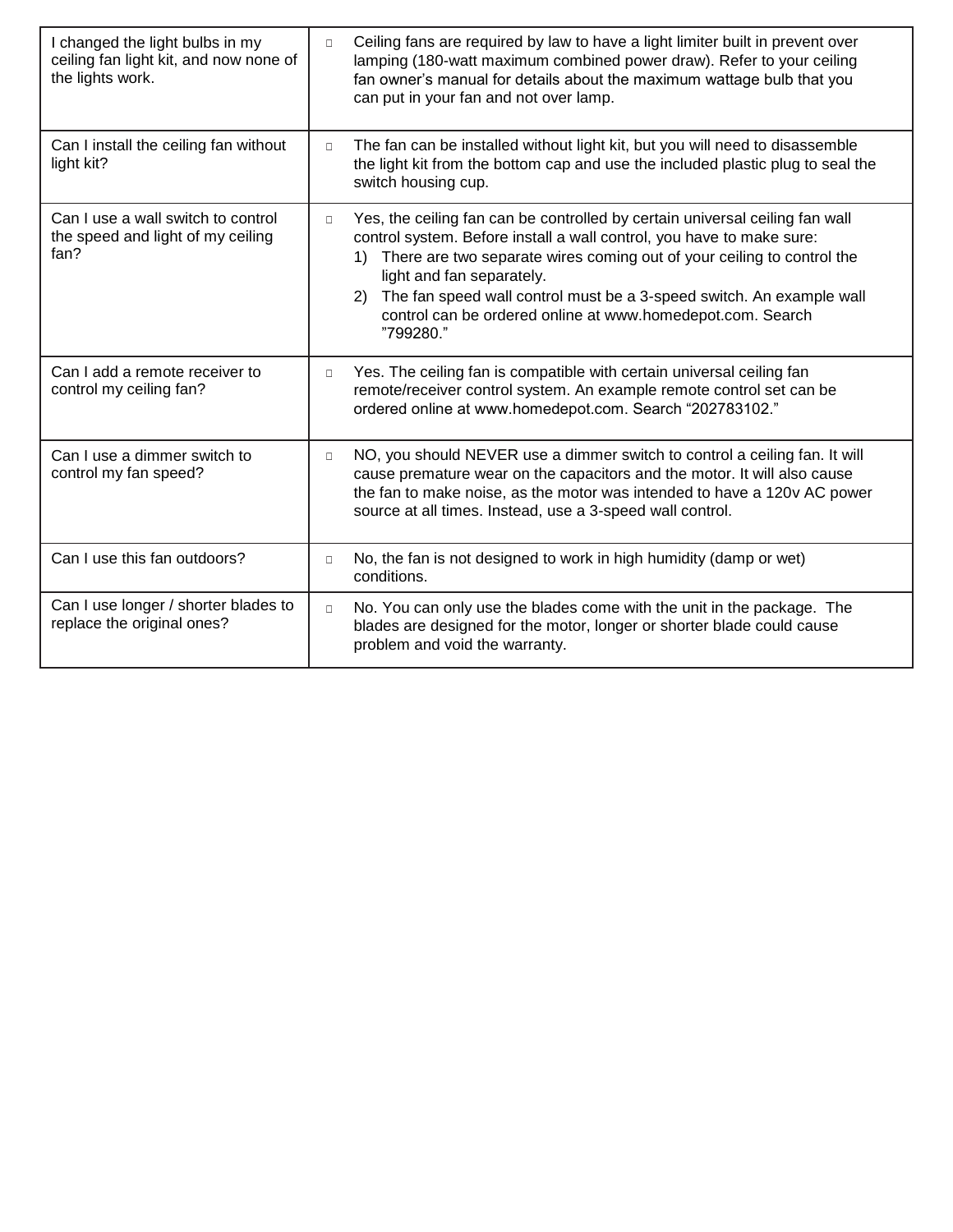| | |
|---|---|
| I changed the light bulbs in my ceiling fan light kit, and now none of the lights work. | □ Ceiling fans are required by law to have a light limiter built in prevent over lamping (180-watt maximum combined power draw). Refer to your ceiling fan owner's manual for details about the maximum wattage bulb that you can put in your fan and not over lamp. |
| Can I install the ceiling fan without light kit? | □ The fan can be installed without light kit, but you will need to disassemble the light kit from the bottom cap and use the included plastic plug to seal the switch housing cup. |
| Can I use a wall switch to control the speed and light of my ceiling fan? | □ Yes, the ceiling fan can be controlled by certain universal ceiling fan wall control system. Before install a wall control, you have to make sure:<br>1) There are two separate wires coming out of your ceiling to control the light and fan separately.<br>2) The fan speed wall control must be a 3-speed switch. An example wall control can be ordered online at www.homedepot.com. Search "799280." |
| Can I add a remote receiver to control my ceiling fan? | □ Yes. The ceiling fan is compatible with certain universal ceiling fan remote/receiver control system. An example remote control set can be ordered online at www.homedepot.com. Search "202783102." |
| Can I use a dimmer switch to control my fan speed? | □ NO, you should NEVER use a dimmer switch to control a ceiling fan. It will cause premature wear on the capacitors and the motor. It will also cause the fan to make noise, as the motor was intended to have a 120v AC power source at all times. Instead, use a 3-speed wall control. |
| Can I use this fan outdoors? | □ No, the fan is not designed to work in high humidity (damp or wet) conditions. |
| Can I use longer / shorter blades to replace the original ones? | □ No. You can only use the blades come with the unit in the package. The blades are designed for the motor, longer or shorter blade could cause problem and void the warranty. |